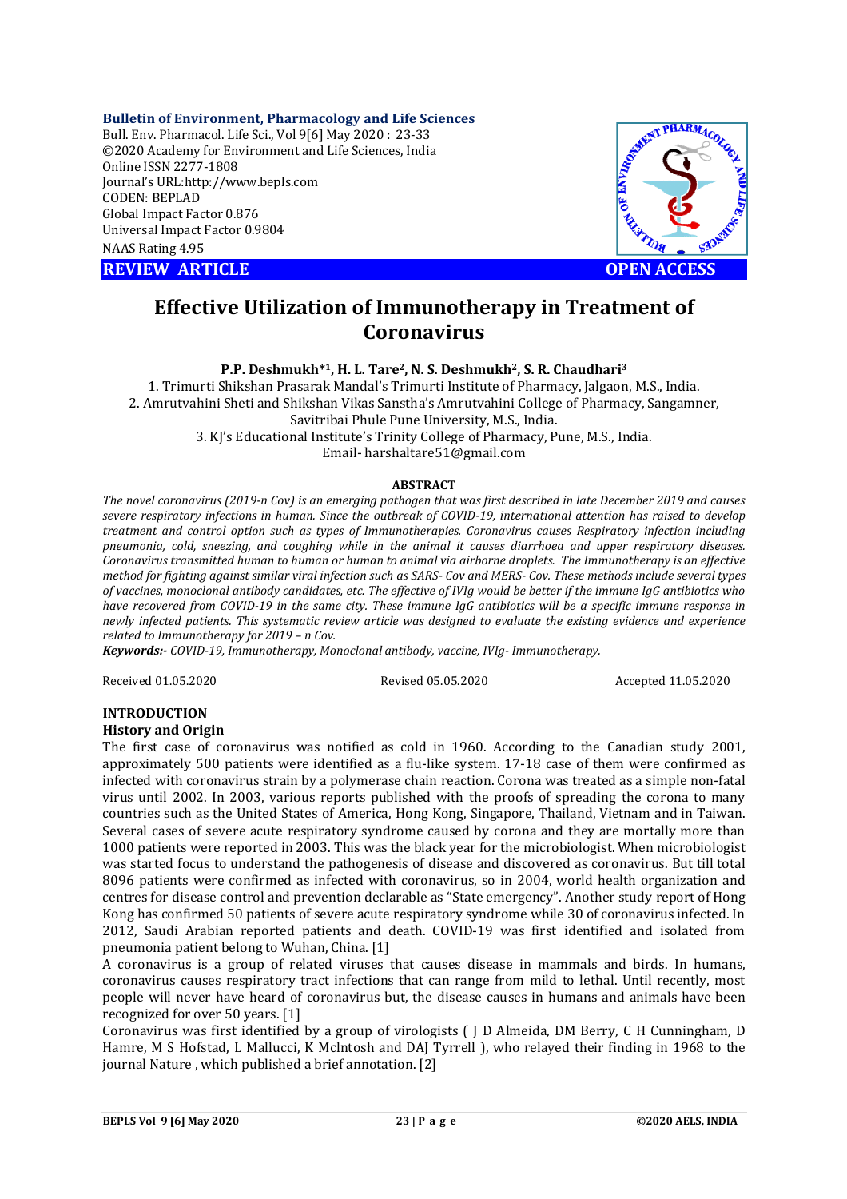**REVIEW ARTICLE** **OPEN ACCESS**

# Effective Utilization of Immunotherapy in Treatment of Coronavirus

**P.P. Deshmukh*[1], H. L. Tare[2], N. S. Deshmukh[2], S. R. Chaudhari[3]**

1. Trimurti Shikshan Prasarak Mandal's Trimurti Institute of Pharmacy, Jalgaon, M.S., India.
2. Amrutvahini Sheti and Shikshan Vikas Sanstha's Amrutvahini College of Pharmacy, Sangamner, Savitribai Phule Pune University, M.S., India.
3. KJ's Educational Institute's Trinity College of Pharmacy, Pune, M.S., India.

Email- harshaltare51@gmail.com

**ABSTRACT**

*The novel coronavirus (2019-n Cov) is an emerging pathogen that was first described in late December 2019 and causes severe respiratory infections in human. Since the outbreak of COVID-19, international attention has raised to develop treatment and control option such as types of Immunotherapies. Coronavirus causes Respiratory infection including pneumonia, cold, sneezing, and coughing while in the animal it causes diarrhoea and upper respiratory diseases. Coronavirus transmitted human to human or human to animal via airborne droplets. The Immunotherapy is an effective method for fighting against similar viral infection such as SARS- Cov and MERS- Cov. These methods include several types of vaccines, monoclonal antibody candidates, etc. The effective of IVIg would be better if the immune IgG antibiotics who have recovered from COVID-19 in the same city. These immune IgG antibiotics will be a specific immune response in newly infected patients. This systematic review article was designed to evaluate the existing evidence and experience related to Immunotherapy for 2019 – n Cov.*

***Keywords:-*** *COVID-19, Immunotherapy, Monoclonal antibody, vaccine, IVIg- Immunotherapy.*

Received 01.05.2020 Revised 05.05.2020 Accepted 11.05.2020

## INTRODUCTION

### History and Origin

The first case of coronavirus was notified as cold in 1960. According to the Canadian study 2001, approximately 500 patients were identified as a flu-like system. 17-18 case of them were confirmed as infected with coronavirus strain by a polymerase chain reaction. Corona was treated as a simple non-fatal virus until 2002. In 2003, various reports published with the proofs of spreading the corona to many countries such as the United States of America, Hong Kong, Singapore, Thailand, Vietnam and in Taiwan. Several cases of severe acute respiratory syndrome caused by corona and they are mortally more than 1000 patients were reported in 2003. This was the black year for the microbiologist. When microbiologist was started focus to understand the pathogenesis of disease and discovered as coronavirus. But till total 8096 patients were confirmed as infected with coronavirus, so in 2004, world health organization and centres for disease control and prevention declarable as "State emergency". Another study report of Hong Kong has confirmed 50 patients of severe acute respiratory syndrome while 30 of coronavirus infected. In 2012, Saudi Arabian reported patients and death. COVID-19 was first identified and isolated from pneumonia patient belong to Wuhan, China. [1]

A coronavirus is a group of related viruses that causes disease in mammals and birds. In humans, coronavirus causes respiratory tract infections that can range from mild to lethal. Until recently, most people will never have heard of coronavirus but, the disease causes in humans and animals have been recognized for over 50 years. [1]

Coronavirus was first identified by a group of virologists ( J D Almeida, DM Berry, C H Cunningham, D Hamre, M S Hofstad, L Mallucci, K Mclntosh and DAJ Tyrrell ), who relayed their finding in 1968 to the journal Nature , which published a brief annotation. [2]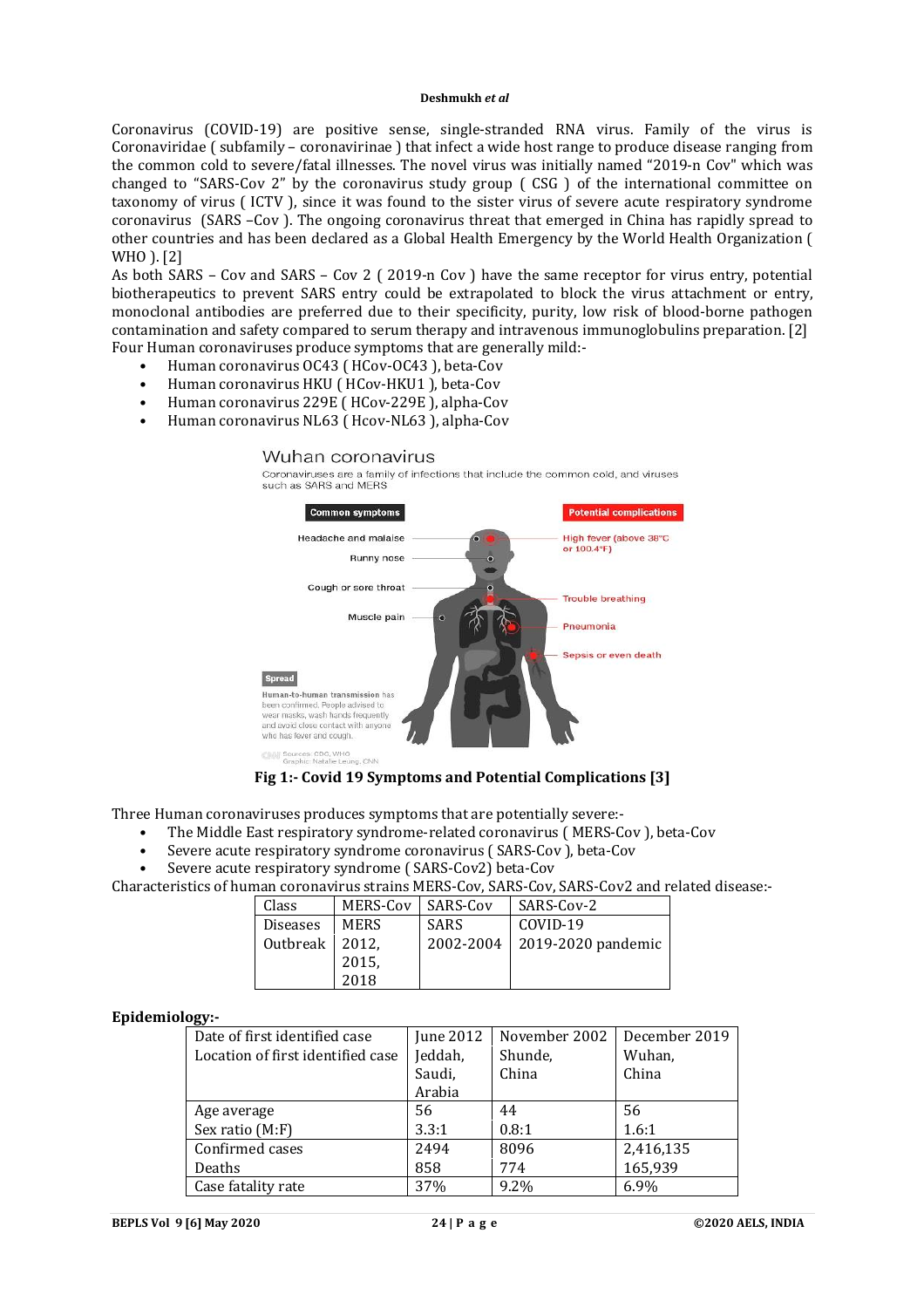Coronavirus (COVID-19) are positive sense, single-stranded RNA virus. Family of the virus is Coronaviridae ( subfamily – coronavirinae ) that infect a wide host range to produce disease ranging from the common cold to severe/fatal illnesses. The novel virus was initially named "2019-n Cov" which was changed to "SARS-Cov 2" by the coronavirus study group ( CSG ) of the international committee on taxonomy of virus ( ICTV ), since it was found to the sister virus of severe acute respiratory syndrome coronavirus (SARS –Cov ). The ongoing coronavirus threat that emerged in China has rapidly spread to other countries and has been declared as a Global Health Emergency by the World Health Organization ( WHO ). [2]

As both SARS – Cov and SARS – Cov 2 ( 2019-n Cov ) have the same receptor for virus entry, potential biotherapeutics to prevent SARS entry could be extrapolated to block the virus attachment or entry, monoclonal antibodies are preferred due to their specificity, purity, low risk of blood-borne pathogen contamination and safety compared to serum therapy and intravenous immunoglobulins preparation. [2]

Four Human coronaviruses produce symptoms that are generally mild:-

- Human coronavirus OC43 ( HCov-OC43 ), beta-Cov
- Human coronavirus HKU ( HCov-HKU1 ), beta-Cov
- Human coronavirus 229E ( HCov-229E ), alpha-Cov
- Human coronavirus NL63 ( Hcov-NL63 ), alpha-Cov

**Fig 1:- Covid 19 Symptoms and Potential Complications [3]**

Three Human coronaviruses produces symptoms that are potentially severe:-

- The Middle East respiratory syndrome-related coronavirus ( MERS-Cov ), beta-Cov
- Severe acute respiratory syndrome coronavirus ( SARS-Cov ), beta-Cov
- Severe acute respiratory syndrome ( SARS-Cov2) beta-Cov

Characteristics of human coronavirus strains MERS-Cov, SARS-Cov, SARS-Cov2 and related disease:-

| Class | MERS-Cov | SARS-Cov | SARS-Cov-2 |
|---|---|---|---|
| Diseases | MERS | SARS | COVID-19 |
| Outbreak | 2012, 2015, 2018 | 2002-2004 | 2019-2020 pandemic |

### Epidemiology:-

| | | | |
|---|---|---|---|
| Date of first identified case | June 2012 | November 2002 | December 2019 |
| Location of first identified case | Jeddah, Saudi, Arabia | Shunde, China | Wuhan, China |
| Age average | 56 | 44 | 56 |
| Sex ratio (M:F) | 3.3:1 | 0.8:1 | 1.6:1 |
| Confirmed cases | 2494 | 8096 | 2,416,135 |
| Deaths | 858 | 774 | 165,939 |
| Case fatality rate | 37% | 9.2% | 6.9% |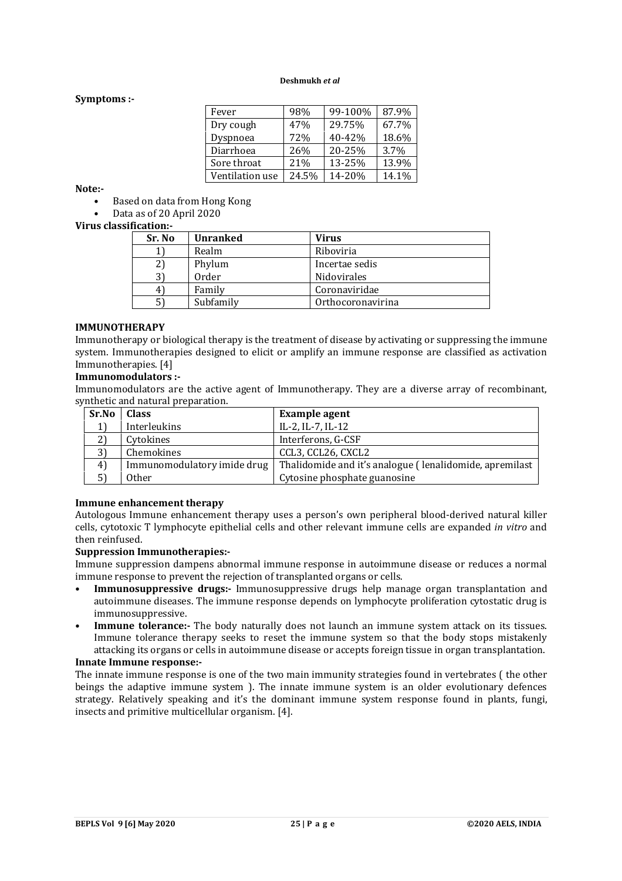**Symptoms :-**

| Fever | 98% | 99-100% | 87.9% |
|---|---|---|---|
| Dry cough | 47% | 29.75% | 67.7% |
| Dyspnoea | 72% | 40-42% | 18.6% |
| Diarrhoea | 26% | 20-25% | 3.7% |
| Sore throat | 21% | 13-25% | 13.9% |
| Ventilation use | 24.5% | 14-20% | 14.1% |

**Note:-**

- Based on data from Hong Kong
- Data as of 20 April 2020

**Virus classification:-**

| Sr. No | Unranked | Virus |
|---|---|---|
| 1) | Realm | Riboviria |
| 2) | Phylum | Incertae sedis |
| 3) | Order | Nidovirales |
| 4) | Family | Coronaviridae |
| 5) | Subfamily | Orthocoronavirina |

**IMMUNOTHERAPY**

Immunotherapy or biological therapy is the treatment of disease by activating or suppressing the immune system. Immunotherapies designed to elicit or amplify an immune response are classified as activation Immunotherapies. [4]

**Immunomodulators :-**

Immunomodulators are the active agent of Immunotherapy. They are a diverse array of recombinant, synthetic and natural preparation.

| Sr.No | Class | Example agent |
|---|---|---|
| 1) | Interleukins | IL-2, IL-7, IL-12 |
| 2) | Cytokines | Interferons, G-CSF |
| 3) | Chemokines | CCL3, CCL26, CXCL2 |
| 4) | Immunomodulatory imide drug | Thalidomide and it's analogue ( lenalidomide, apremilast |
| 5) | Other | Cytosine phosphate guanosine |

**Immune enhancement therapy**

Autologous Immune enhancement therapy uses a person's own peripheral blood-derived natural killer cells, cytotoxic T lymphocyte epithelial cells and other relevant immune cells are expanded *in vitro* and then reinfused.

**Suppression Immunotherapies:-**

Immune suppression dampens abnormal immune response in autoimmune disease or reduces a normal immune response to prevent the rejection of transplanted organs or cells.

- **Immunosuppressive drugs:-** Immunosuppressive drugs help manage organ transplantation and autoimmune diseases. The immune response depends on lymphocyte proliferation cytostatic drug is immunosuppressive.
- **Immune tolerance:-** The body naturally does not launch an immune system attack on its tissues. Immune tolerance therapy seeks to reset the immune system so that the body stops mistakenly attacking its organs or cells in autoimmune disease or accepts foreign tissue in organ transplantation.

**Innate Immune response:-**

The innate immune response is one of the two main immunity strategies found in vertebrates ( the other beings the adaptive immune system ). The innate immune system is an older evolutionary defences strategy. Relatively speaking and it's the dominant immune system response found in plants, fungi, insects and primitive multicellular organism. [4].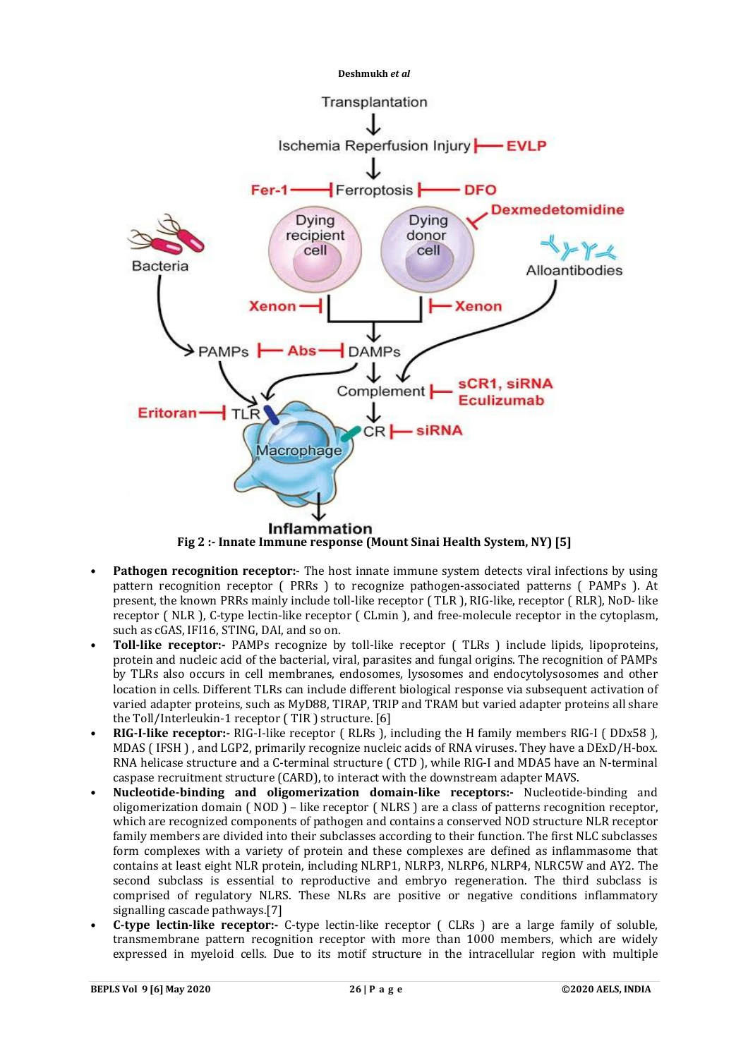Fig 2 :- Innate Immune response (Mount Sinai Health System, NY) [5]

- **Pathogen recognition receptor:-** The host innate immune system detects viral infections by using pattern recognition receptor ( PRRs ) to recognize pathogen-associated patterns ( PAMPs ). At present, the known PRRs mainly include toll-like receptor ( TLR ), RIG-like, receptor ( RLR), NoD- like receptor ( NLR ), C-type lectin-like receptor ( CLmin ), and free-molecule receptor in the cytoplasm, such as cGAS, IFI16, STING, DAI, and so on.
- **Toll-like receptor:-** PAMPs recognize by toll-like receptor ( TLRs ) include lipids, lipoproteins, protein and nucleic acid of the bacterial, viral, parasites and fungal origins. The recognition of PAMPs by TLRs also occurs in cell membranes, endosomes, lysosomes and endocytolysosomes and other location in cells. Different TLRs can include different biological response via subsequent activation of varied adapter proteins, such as MyD88, TIRAP, TRIP and TRAM but varied adapter proteins all share the Toll/Interleukin-1 receptor ( TIR ) structure. [6]
- **RIG-I-like receptor:-** RIG-I-like receptor ( RLRs ), including the H family members RIG-I ( DDx58 ), MDAS ( IFSH ) , and LGP2, primarily recognize nucleic acids of RNA viruses. They have a DExD/H-box. RNA helicase structure and a C-terminal structure ( CTD ), while RIG-I and MDA5 have an N-terminal caspase recruitment structure (CARD), to interact with the downstream adapter MAVS.
- **Nucleotide-binding and oligomerization domain-like receptors:-** Nucleotide-binding and oligomerization domain ( NOD ) – like receptor ( NLRS ) are a class of patterns recognition receptor, which are recognized components of pathogen and contains a conserved NOD structure NLR receptor family members are divided into their subclasses according to their function. The first NLC subclasses form complexes with a variety of protein and these complexes are defined as inflammasome that contains at least eight NLR protein, including NLRP1, NLRP3, NLRP6, NLRP4, NLRC5W and AY2. The second subclass is essential to reproductive and embryo regeneration. The third subclass is comprised of regulatory NLRS. These NLRs are positive or negative conditions inflammatory signalling cascade pathways.[7]
- **C-type lectin-like receptor:-** C-type lectin-like receptor ( CLRs ) are a large family of soluble, transmembrane pattern recognition receptor with more than 1000 members, which are widely expressed in myeloid cells. Due to its motif structure in the intracellular region with multiple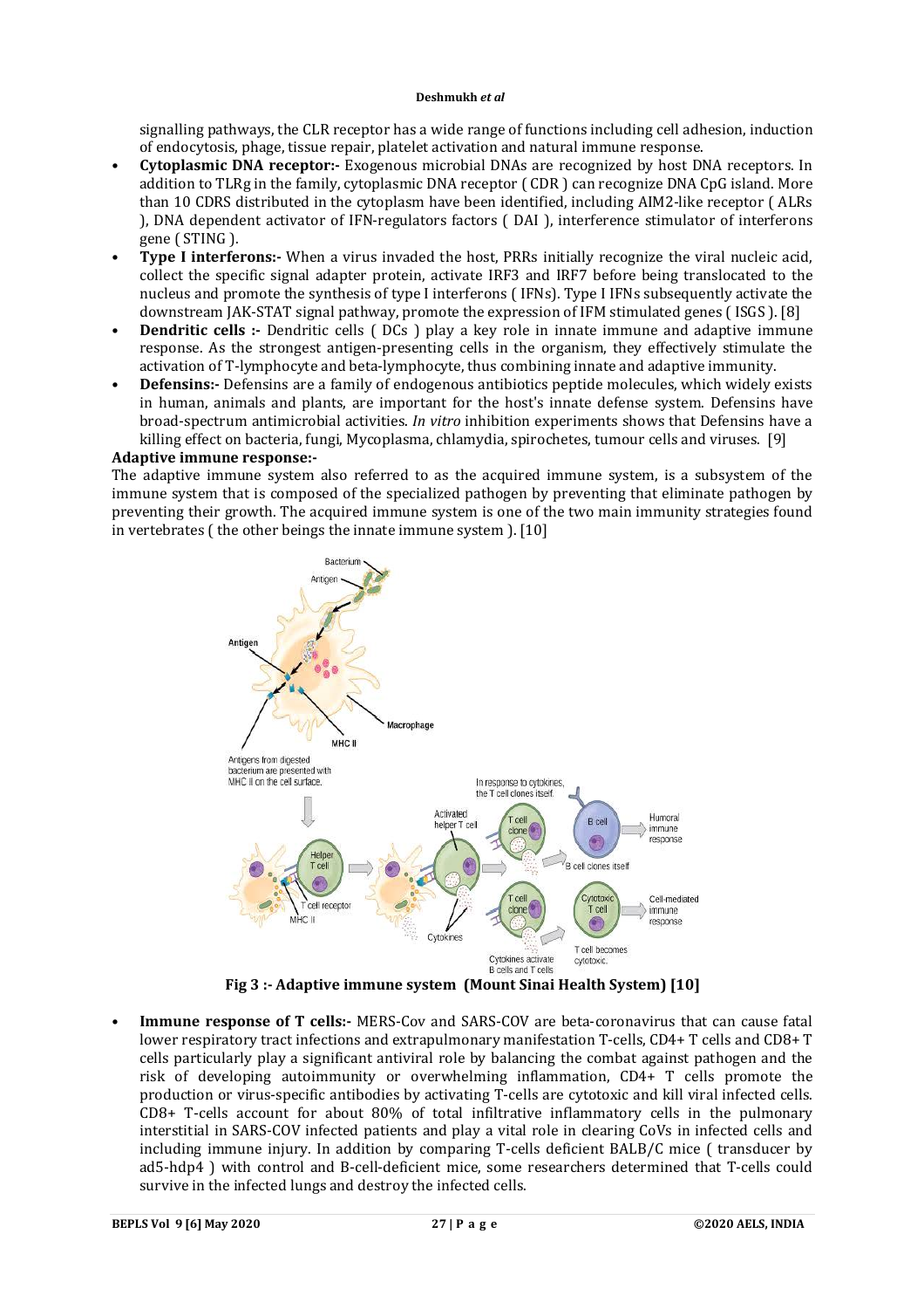signalling pathways, the CLR receptor has a wide range of functions including cell adhesion, induction of endocytosis, phage, tissue repair, platelet activation and natural immune response.

- **Cytoplasmic DNA receptor:-** Exogenous microbial DNAs are recognized by host DNA receptors. In addition to TLRg in the family, cytoplasmic DNA receptor ( CDR ) can recognize DNA CpG island. More than 10 CDRS distributed in the cytoplasm have been identified, including AIM2-like receptor ( ALRs ), DNA dependent activator of IFN-regulators factors ( DAI ), interference stimulator of interferons gene ( STING ).
- **Type I interferons:-** When a virus invaded the host, PRRs initially recognize the viral nucleic acid, collect the specific signal adapter protein, activate IRF3 and IRF7 before being translocated to the nucleus and promote the synthesis of type I interferons ( IFNs). Type I IFNs subsequently activate the downstream JAK-STAT signal pathway, promote the expression of IFM stimulated genes ( ISGS ). [8]
- **Dendritic cells :-** Dendritic cells ( DCs ) play a key role in innate immune and adaptive immune response. As the strongest antigen-presenting cells in the organism, they effectively stimulate the activation of T-lymphocyte and beta-lymphocyte, thus combining innate and adaptive immunity.
- **Defensins:-** Defensins are a family of endogenous antibiotics peptide molecules, which widely exists in human, animals and plants, are important for the host's innate defense system. Defensins have broad-spectrum antimicrobial activities. *In vitro* inhibition experiments shows that Defensins have a killing effect on bacteria, fungi, Mycoplasma, chlamydia, spirochetes, tumour cells and viruses. [9]

**Adaptive immune response:-**

The adaptive immune system also referred to as the acquired immune system, is a subsystem of the immune system that is composed of the specialized pathogen by preventing that eliminate pathogen by preventing their growth. The acquired immune system is one of the two main immunity strategies found in vertebrates ( the other beings the innate immune system ). [10]

**Fig 3 :- Adaptive immune system (Mount Sinai Health System) [10]**

- **Immune response of T cells:-** MERS-Cov and SARS-COV are beta-coronavirus that can cause fatal lower respiratory tract infections and extrapulmonary manifestation T-cells, CD4+ T cells and CD8+ T cells particularly play a significant antiviral role by balancing the combat against pathogen and the risk of developing autoimmunity or overwhelming inflammation, CD4+ T cells promote the production or virus-specific antibodies by activating T-cells are cytotoxic and kill viral infected cells. CD8+ T-cells account for about 80% of total infiltrative inflammatory cells in the pulmonary interstitial in SARS-COV infected patients and play a vital role in clearing CoVs in infected cells and including immune injury. In addition by comparing T-cells deficient BALB/C mice ( transducer by ad5-hdp4 ) with control and B-cell-deficient mice, some researchers determined that T-cells could survive in the infected lungs and destroy the infected cells.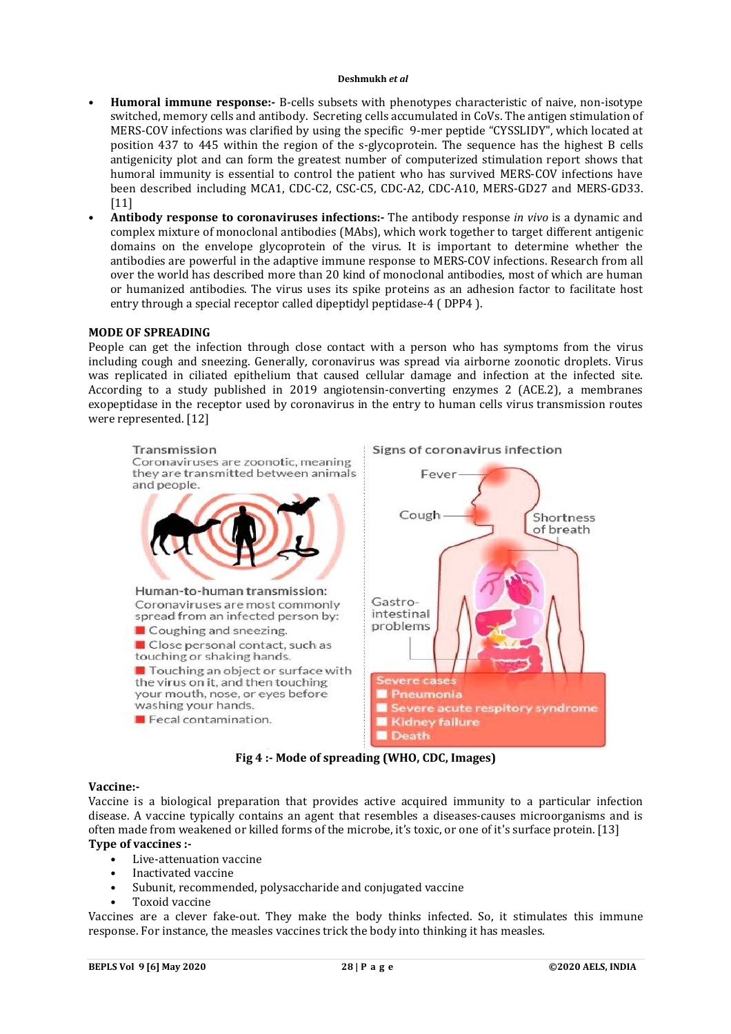- **Humoral immune response:-** B-cells subsets with phenotypes characteristic of naive, non-isotype switched, memory cells and antibody. Secreting cells accumulated in CoVs. The antigen stimulation of MERS-COV infections was clarified by using the specific 9-mer peptide "CYSSLIDY", which located at position 437 to 445 within the region of the s-glycoprotein. The sequence has the highest B cells antigenicity plot and can form the greatest number of computerized stimulation report shows that humoral immunity is essential to control the patient who has survived MERS-COV infections have been described including MCA1, CDC-C2, CSC-C5, CDC-A2, CDC-A10, MERS-GD27 and MERS-GD33. [11]
- **Antibody response to coronaviruses infections:-** The antibody response *in vivo* is a dynamic and complex mixture of monoclonal antibodies (MAbs), which work together to target different antigenic domains on the envelope glycoprotein of the virus. It is important to determine whether the antibodies are powerful in the adaptive immune response to MERS-COV infections. Research from all over the world has described more than 20 kind of monoclonal antibodies, most of which are human or humanized antibodies. The virus uses its spike proteins as an adhesion factor to facilitate host entry through a special receptor called dipeptidyl peptidase-4 ( DPP4 ).

**MODE OF SPREADING**

People can get the infection through close contact with a person who has symptoms from the virus including cough and sneezing. Generally, coronavirus was spread via airborne zoonotic droplets. Virus was replicated in ciliated epithelium that caused cellular damage and infection at the infected site. According to a study published in 2019 angiotensin-converting enzymes 2 (ACE.2), a membranes exopeptidase in the receptor used by coronavirus in the entry to human cells virus transmission routes were represented. [12]

Transmission
Coronaviruses are zoonotic, meaning they are transmitted between animals and people.

Human-to-human transmission:
Coronaviruses are most commonly spread from an infected person by:
- Coughing and sneezing.
- Close personal contact, such as touching or shaking hands.
- Touching an object or surface with the virus on it, and then touching your mouth, nose, or eyes before washing your hands.
- Fecal contamination.

Signs of coronavirus infection
Fever
Cough
Shortness of breath
Gastro-intestinal problems

Severe cases
- Pneumonia
- Severe acute respitory syndrome
- Kidney failure
- Death

**Fig 4 :- Mode of spreading (WHO, CDC, Images)**

**Vaccine:-**

Vaccine is a biological preparation that provides active acquired immunity to a particular infection disease. A vaccine typically contains an agent that resembles a diseases-causes microorganisms and is often made from weakened or killed forms of the microbe, it's toxic, or one of it's surface protein. [13]

**Type of vaccines :-**

- Live-attenuation vaccine
- Inactivated vaccine
- Subunit, recommended, polysaccharide and conjugated vaccine
- Toxoid vaccine

Vaccines are a clever fake-out. They make the body thinks infected. So, it stimulates this immune response. For instance, the measles vaccines trick the body into thinking it has measles.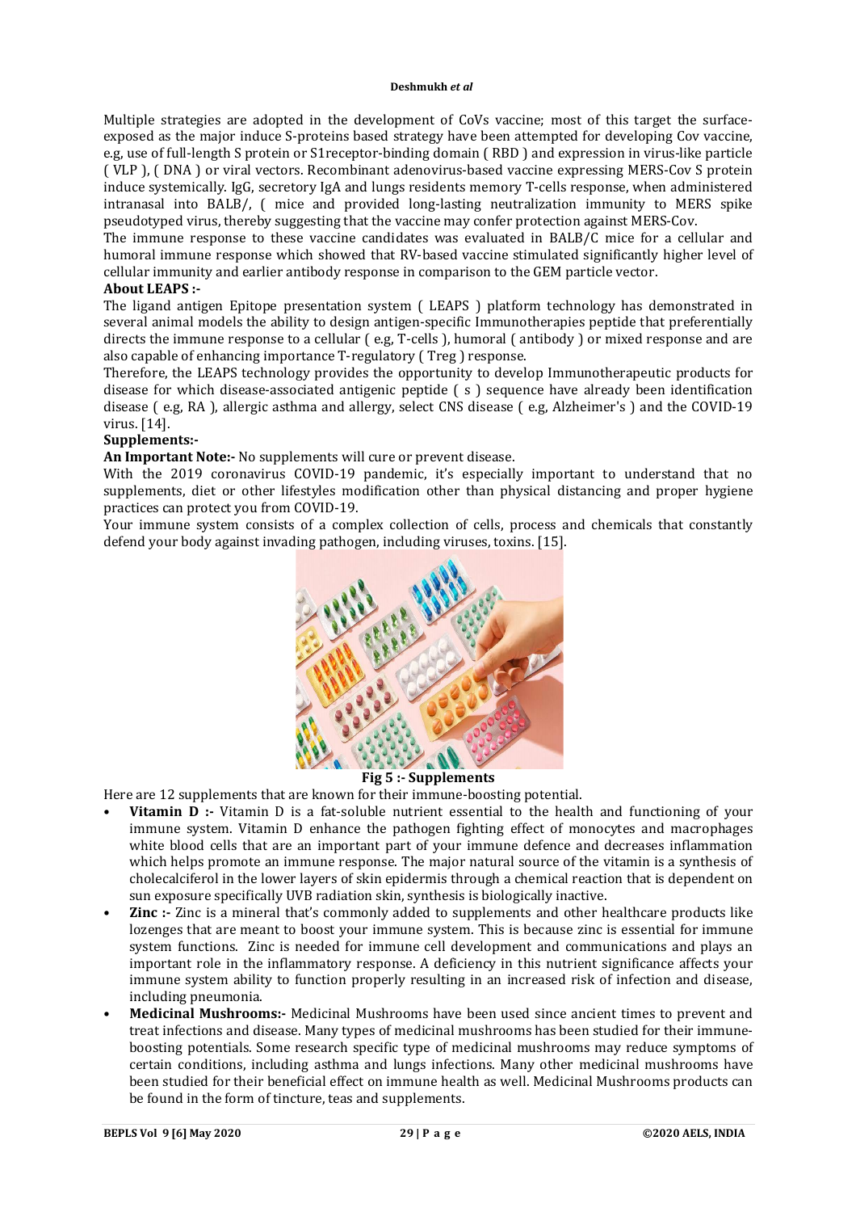Multiple strategies are adopted in the development of CoVs vaccine; most of this target the surface-exposed as the major induce S-proteins based strategy have been attempted for developing Cov vaccine, e.g, use of full-length S protein or S1receptor-binding domain ( RBD ) and expression in virus-like particle ( VLP ), ( DNA ) or viral vectors. Recombinant adenovirus-based vaccine expressing MERS-Cov S protein induce systemically. IgG, secretory IgA and lungs residents memory T-cells response, when administered intranasal into BALB/, ( mice and provided long-lasting neutralization immunity to MERS spike pseudotyped virus, thereby suggesting that the vaccine may confer protection against MERS-Cov.

The immune response to these vaccine candidates was evaluated in BALB/C mice for a cellular and humoral immune response which showed that RV-based vaccine stimulated significantly higher level of cellular immunity and earlier antibody response in comparison to the GEM particle vector.

**About LEAPS :-**

The ligand antigen Epitope presentation system ( LEAPS ) platform technology has demonstrated in several animal models the ability to design antigen-specific Immunotherapies peptide that preferentially directs the immune response to a cellular ( e.g, T-cells ), humoral ( antibody ) or mixed response and are also capable of enhancing importance T-regulatory ( Treg ) response.

Therefore, the LEAPS technology provides the opportunity to develop Immunotherapeutic products for disease for which disease-associated antigenic peptide ( s ) sequence have already been identification disease ( e.g, RA ), allergic asthma and allergy, select CNS disease ( e.g, Alzheimer's ) and the COVID-19 virus. [14].

**Supplements:-**

**An Important Note:-** No supplements will cure or prevent disease.

With the 2019 coronavirus COVID-19 pandemic, it's especially important to understand that no supplements, diet or other lifestyles modification other than physical distancing and proper hygiene practices can protect you from COVID-19.

Your immune system consists of a complex collection of cells, process and chemicals that constantly defend your body against invading pathogen, including viruses, toxins. [15].

**Fig 5 :- Supplements**

Here are 12 supplements that are known for their immune-boosting potential.

- **Vitamin D :-** Vitamin D is a fat-soluble nutrient essential to the health and functioning of your immune system. Vitamin D enhance the pathogen fighting effect of monocytes and macrophages white blood cells that are an important part of your immune defence and decreases inflammation which helps promote an immune response. The major natural source of the vitamin is a synthesis of cholecalciferol in the lower layers of skin epidermis through a chemical reaction that is dependent on sun exposure specifically UVB radiation skin, synthesis is biologically inactive.
- **Zinc :-** Zinc is a mineral that's commonly added to supplements and other healthcare products like lozenges that are meant to boost your immune system. This is because zinc is essential for immune system functions. Zinc is needed for immune cell development and communications and plays an important role in the inflammatory response. A deficiency in this nutrient significance affects your immune system ability to function properly resulting in an increased risk of infection and disease, including pneumonia.
- **Medicinal Mushrooms:-** Medicinal Mushrooms have been used since ancient times to prevent and treat infections and disease. Many types of medicinal mushrooms has been studied for their immune-boosting potentials. Some research specific type of medicinal mushrooms may reduce symptoms of certain conditions, including asthma and lungs infections. Many other medicinal mushrooms have been studied for their beneficial effect on immune health as well. Medicinal Mushrooms products can be found in the form of tincture, teas and supplements.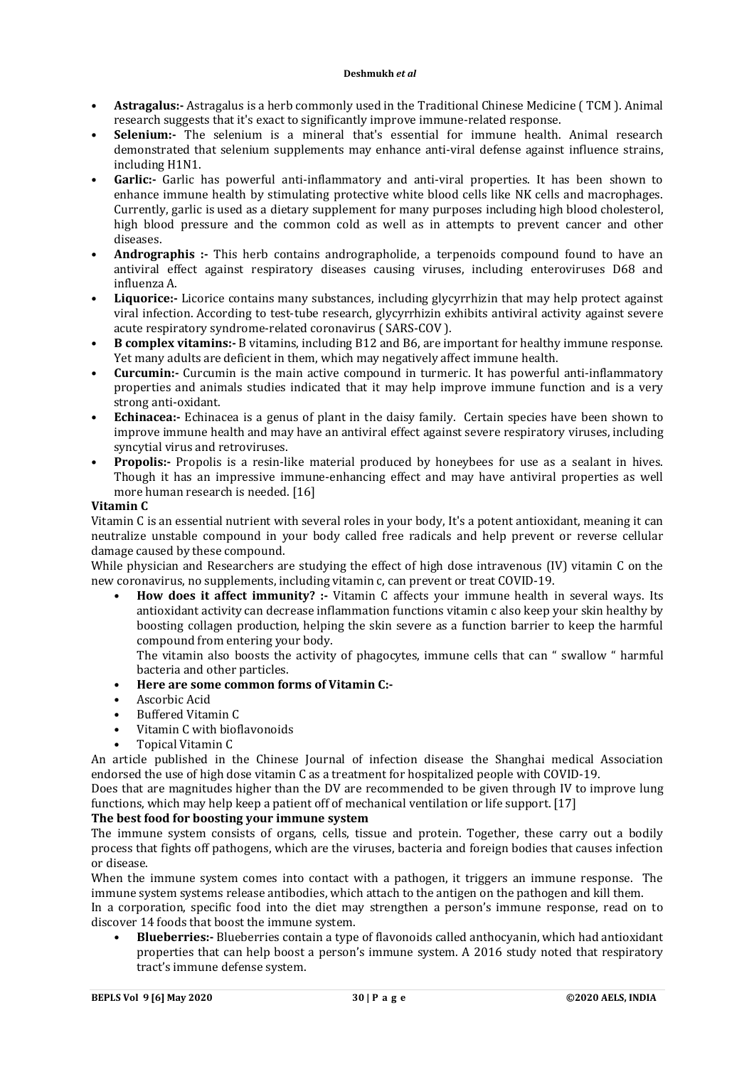- **Astragalus:-** Astragalus is a herb commonly used in the Traditional Chinese Medicine ( TCM ). Animal research suggests that it's exact to significantly improve immune-related response.
- **Selenium:-** The selenium is a mineral that's essential for immune health. Animal research demonstrated that selenium supplements may enhance anti-viral defense against influence strains, including H1N1.
- **Garlic:-** Garlic has powerful anti-inflammatory and anti-viral properties. It has been shown to enhance immune health by stimulating protective white blood cells like NK cells and macrophages. Currently, garlic is used as a dietary supplement for many purposes including high blood cholesterol, high blood pressure and the common cold as well as in attempts to prevent cancer and other diseases.
- **Andrographis :-** This herb contains andrographolide, a terpenoids compound found to have an antiviral effect against respiratory diseases causing viruses, including enteroviruses D68 and influenza A.
- **Liquorice:-** Licorice contains many substances, including glycyrrhizin that may help protect against viral infection. According to test-tube research, glycyrrhizin exhibits antiviral activity against severe acute respiratory syndrome-related coronavirus ( SARS-COV ).
- **B complex vitamins:-** B vitamins, including B12 and B6, are important for healthy immune response. Yet many adults are deficient in them, which may negatively affect immune health.
- **Curcumin:-** Curcumin is the main active compound in turmeric. It has powerful anti-inflammatory properties and animals studies indicated that it may help improve immune function and is a very strong anti-oxidant.
- **Echinacea:-** Echinacea is a genus of plant in the daisy family. Certain species have been shown to improve immune health and may have an antiviral effect against severe respiratory viruses, including syncytial virus and retroviruses.
- **Propolis:-** Propolis is a resin-like material produced by honeybees for use as a sealant in hives. Though it has an impressive immune-enhancing effect and may have antiviral properties as well more human research is needed. [16]

**Vitamin C**

Vitamin C is an essential nutrient with several roles in your body, It's a potent antioxidant, meaning it can neutralize unstable compound in your body called free radicals and help prevent or reverse cellular damage caused by these compound.

While physician and Researchers are studying the effect of high dose intravenous (IV) vitamin C on the new coronavirus, no supplements, including vitamin c, can prevent or treat COVID-19.

- **How does it affect immunity? :-** Vitamin C affects your immune health in several ways. Its antioxidant activity can decrease inflammation functions vitamin c also keep your skin healthy by boosting collagen production, helping the skin severe as a function barrier to keep the harmful compound from entering your body.

  The vitamin also boosts the activity of phagocytes, immune cells that can " swallow " harmful bacteria and other particles.
- **Here are some common forms of Vitamin C:-**
- Ascorbic Acid
- Buffered Vitamin C
- Vitamin C with bioflavonoids
- Topical Vitamin C

An article published in the Chinese Journal of infection disease the Shanghai medical Association endorsed the use of high dose vitamin C as a treatment for hospitalized people with COVID-19.

Does that are magnitudes higher than the DV are recommended to be given through IV to improve lung functions, which may help keep a patient off of mechanical ventilation or life support. [17]

**The best food for boosting your immune system**

The immune system consists of organs, cells, tissue and protein. Together, these carry out a bodily process that fights off pathogens, which are the viruses, bacteria and foreign bodies that causes infection or disease.

When the immune system comes into contact with a pathogen, it triggers an immune response. The immune system systems release antibodies, which attach to the antigen on the pathogen and kill them.

In a corporation, specific food into the diet may strengthen a person's immune response, read on to discover 14 foods that boost the immune system.

- **Blueberries:-** Blueberries contain a type of flavonoids called anthocyanin, which had antioxidant properties that can help boost a person's immune system. A 2016 study noted that respiratory tract's immune defense system.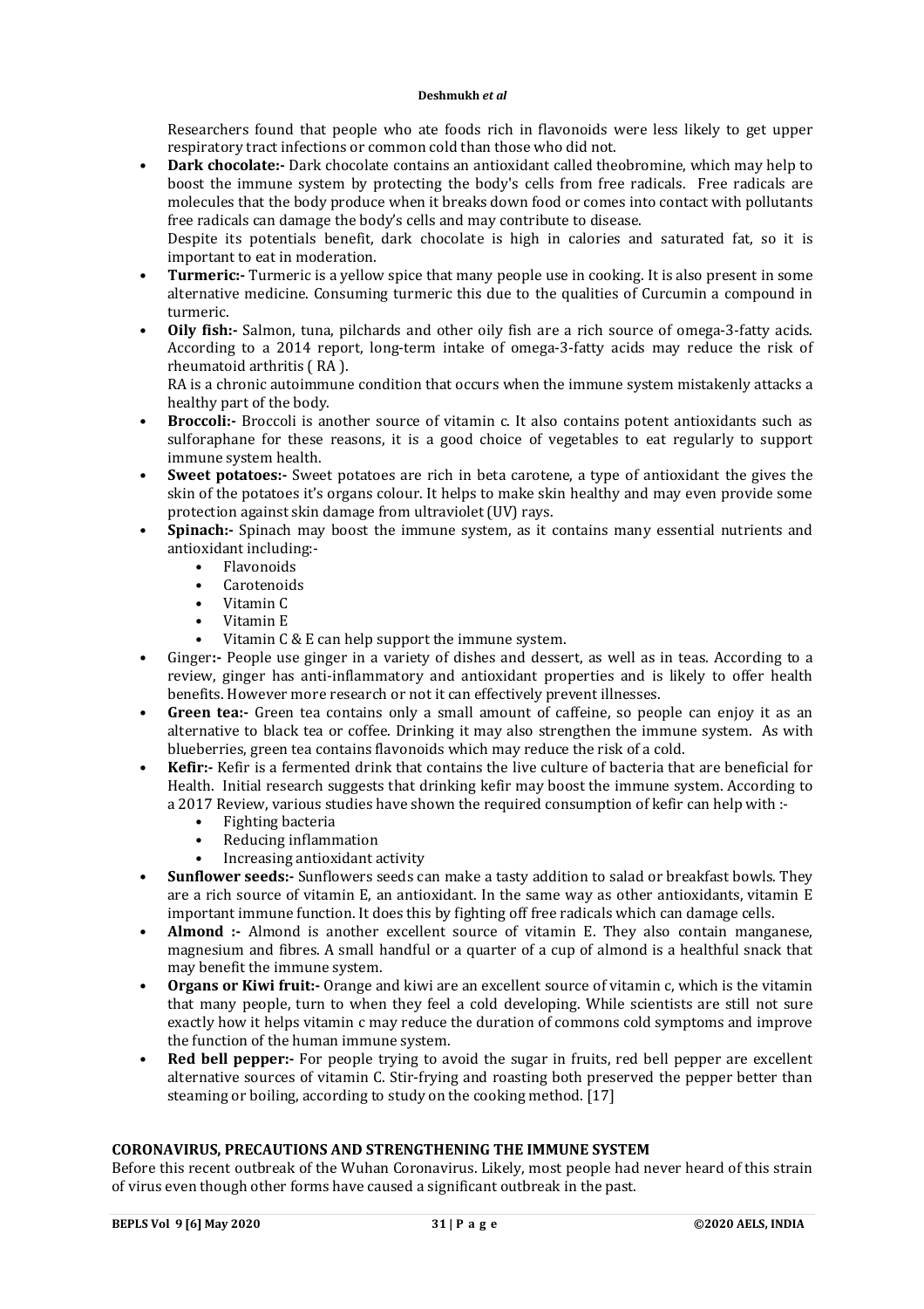Researchers found that people who ate foods rich in flavonoids were less likely to get upper respiratory tract infections or common cold than those who did not.

- **Dark chocolate:-** Dark chocolate contains an antioxidant called theobromine, which may help to boost the immune system by protecting the body's cells from free radicals. Free radicals are molecules that the body produce when it breaks down food or comes into contact with pollutants free radicals can damage the body's cells and may contribute to disease.
  Despite its potentials benefit, dark chocolate is high in calories and saturated fat, so it is important to eat in moderation.
- **Turmeric:-** Turmeric is a yellow spice that many people use in cooking. It is also present in some alternative medicine. Consuming turmeric this due to the qualities of Curcumin a compound in turmeric.
- **Oily fish:-** Salmon, tuna, pilchards and other oily fish are a rich source of omega-3-fatty acids. According to a 2014 report, long-term intake of omega-3-fatty acids may reduce the risk of rheumatoid arthritis ( RA ).
  RA is a chronic autoimmune condition that occurs when the immune system mistakenly attacks a healthy part of the body.
- **Broccoli:-** Broccoli is another source of vitamin c. It also contains potent antioxidants such as sulforaphane for these reasons, it is a good choice of vegetables to eat regularly to support immune system health.
- **Sweet potatoes:-** Sweet potatoes are rich in beta carotene, a type of antioxidant the gives the skin of the potatoes it's organs colour. It helps to make skin healthy and may even provide some protection against skin damage from ultraviolet (UV) rays.
- **Spinach:-** Spinach may boost the immune system, as it contains many essential nutrients and antioxidant including:-
  - Flavonoids
  - Carotenoids
  - Vitamin C
  - Vitamin E
  - Vitamin C & E can help support the immune system.
- Ginger**:-** People use ginger in a variety of dishes and dessert, as well as in teas. According to a review, ginger has anti-inflammatory and antioxidant properties and is likely to offer health benefits. However more research or not it can effectively prevent illnesses.
- **Green tea:-** Green tea contains only a small amount of caffeine, so people can enjoy it as an alternative to black tea or coffee. Drinking it may also strengthen the immune system. As with blueberries, green tea contains flavonoids which may reduce the risk of a cold.
- **Kefir:-** Kefir is a fermented drink that contains the live culture of bacteria that are beneficial for Health. Initial research suggests that drinking kefir may boost the immune system. According to a 2017 Review, various studies have shown the required consumption of kefir can help with :-
  - Fighting bacteria
  - Reducing inflammation
  - Increasing antioxidant activity
- **Sunflower seeds:-** Sunflowers seeds can make a tasty addition to salad or breakfast bowls. They are a rich source of vitamin E, an antioxidant. In the same way as other antioxidants, vitamin E important immune function. It does this by fighting off free radicals which can damage cells.
- **Almond :-** Almond is another excellent source of vitamin E. They also contain manganese, magnesium and fibres. A small handful or a quarter of a cup of almond is a healthful snack that may benefit the immune system.
- **Organs or Kiwi fruit:-** Orange and kiwi are an excellent source of vitamin c, which is the vitamin that many people, turn to when they feel a cold developing. While scientists are still not sure exactly how it helps vitamin c may reduce the duration of commons cold symptoms and improve the function of the human immune system.
- **Red bell pepper:-** For people trying to avoid the sugar in fruits, red bell pepper are excellent alternative sources of vitamin C. Stir-frying and roasting both preserved the pepper better than steaming or boiling, according to study on the cooking method. [17]

## CORONAVIRUS, PRECAUTIONS AND STRENGTHENING THE IMMUNE SYSTEM

Before this recent outbreak of the Wuhan Coronavirus. Likely, most people had never heard of this strain of virus even though other forms have caused a significant outbreak in the past.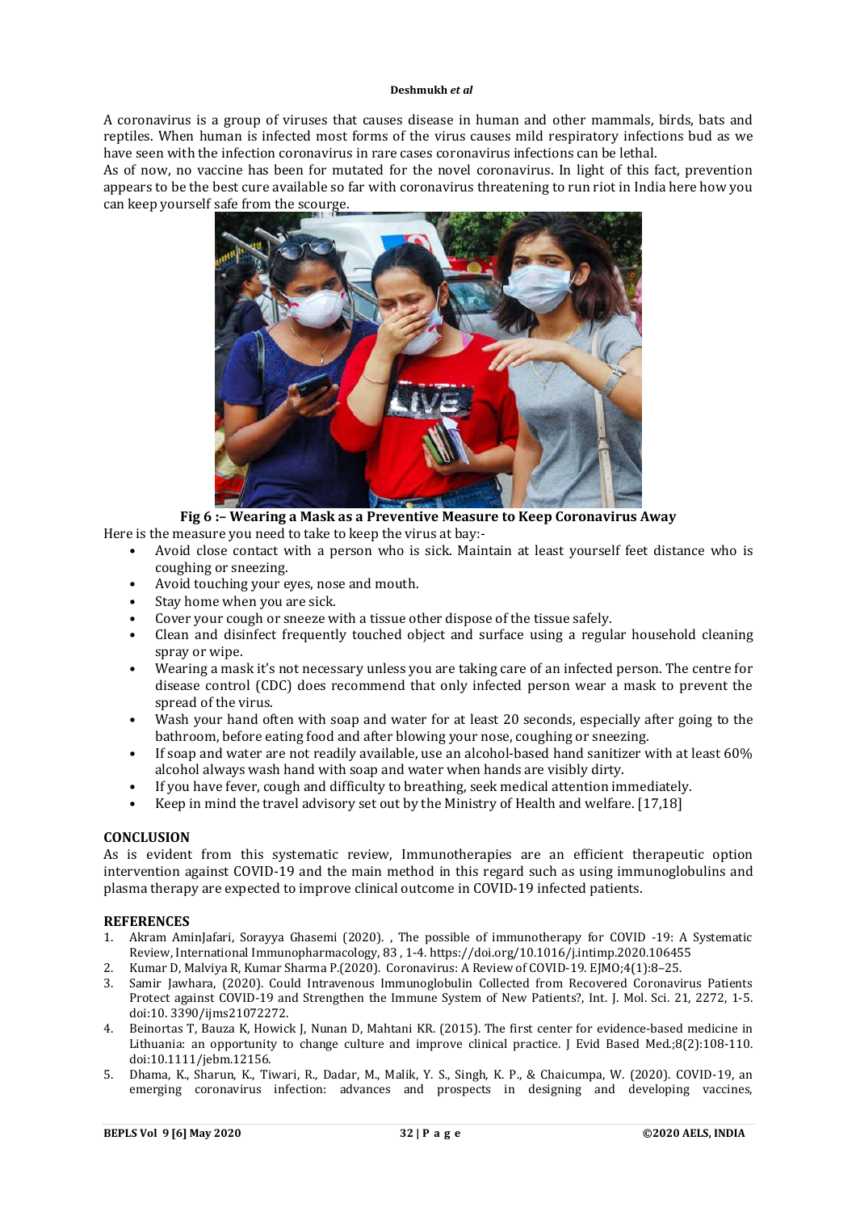A coronavirus is a group of viruses that causes disease in human and other mammals, birds, bats and reptiles. When human is infected most forms of the virus causes mild respiratory infections bud as we have seen with the infection coronavirus in rare cases coronavirus infections can be lethal.

As of now, no vaccine has been for mutated for the novel coronavirus. In light of this fact, prevention appears to be the best cure available so far with coronavirus threatening to run riot in India here how you can keep yourself safe from the scourge.

**Fig 6 :– Wearing a Mask as a Preventive Measure to Keep Coronavirus Away**

Here is the measure you need to take to keep the virus at bay:-

- Avoid close contact with a person who is sick. Maintain at least yourself feet distance who is coughing or sneezing.
- Avoid touching your eyes, nose and mouth.
- Stay home when you are sick.
- Cover your cough or sneeze with a tissue other dispose of the tissue safely.
- Clean and disinfect frequently touched object and surface using a regular household cleaning spray or wipe.
- Wearing a mask it's not necessary unless you are taking care of an infected person. The centre for disease control (CDC) does recommend that only infected person wear a mask to prevent the spread of the virus.
- Wash your hand often with soap and water for at least 20 seconds, especially after going to the bathroom, before eating food and after blowing your nose, coughing or sneezing.
- If soap and water are not readily available, use an alcohol-based hand sanitizer with at least 60% alcohol always wash hand with soap and water when hands are visibly dirty.
- If you have fever, cough and difficulty to breathing, seek medical attention immediately.
- Keep in mind the travel advisory set out by the Ministry of Health and welfare. [17,18]

## CONCLUSION

As is evident from this systematic review, Immunotherapies are an efficient therapeutic option intervention against COVID-19 and the main method in this regard such as using immunoglobulins and plasma therapy are expected to improve clinical outcome in COVID-19 infected patients.

## REFERENCES

1. Akram AminJafari, Sorayya Ghasemi (2020). , The possible of immunotherapy for COVID -19: A Systematic Review, International Immunopharmacology, 83 , 1-4. https://doi.org/10.1016/j.intimp.2020.106455
2. Kumar D, Malviya R, Kumar Sharma P.(2020). Coronavirus: A Review of COVID-19. EJMO;4(1):8–25.
3. Samir Jawhara, (2020). Could Intravenous Immunoglobulin Collected from Recovered Coronavirus Patients Protect against COVID-19 and Strengthen the Immune System of New Patients?, Int. J. Mol. Sci. 21, 2272, 1-5. doi:10. 3390/ijms21072272.
4. Beinortas T, Bauza K, Howick J, Nunan D, Mahtani KR. (2015). The first center for evidence-based medicine in Lithuania: an opportunity to change culture and improve clinical practice. J Evid Based Med.;8(2):108-110. doi:10.1111/jebm.12156.
5. Dhama, K., Sharun, K., Tiwari, R., Dadar, M., Malik, Y. S., Singh, K. P., & Chaicumpa, W. (2020). COVID-19, an emerging coronavirus infection: advances and prospects in designing and developing vaccines,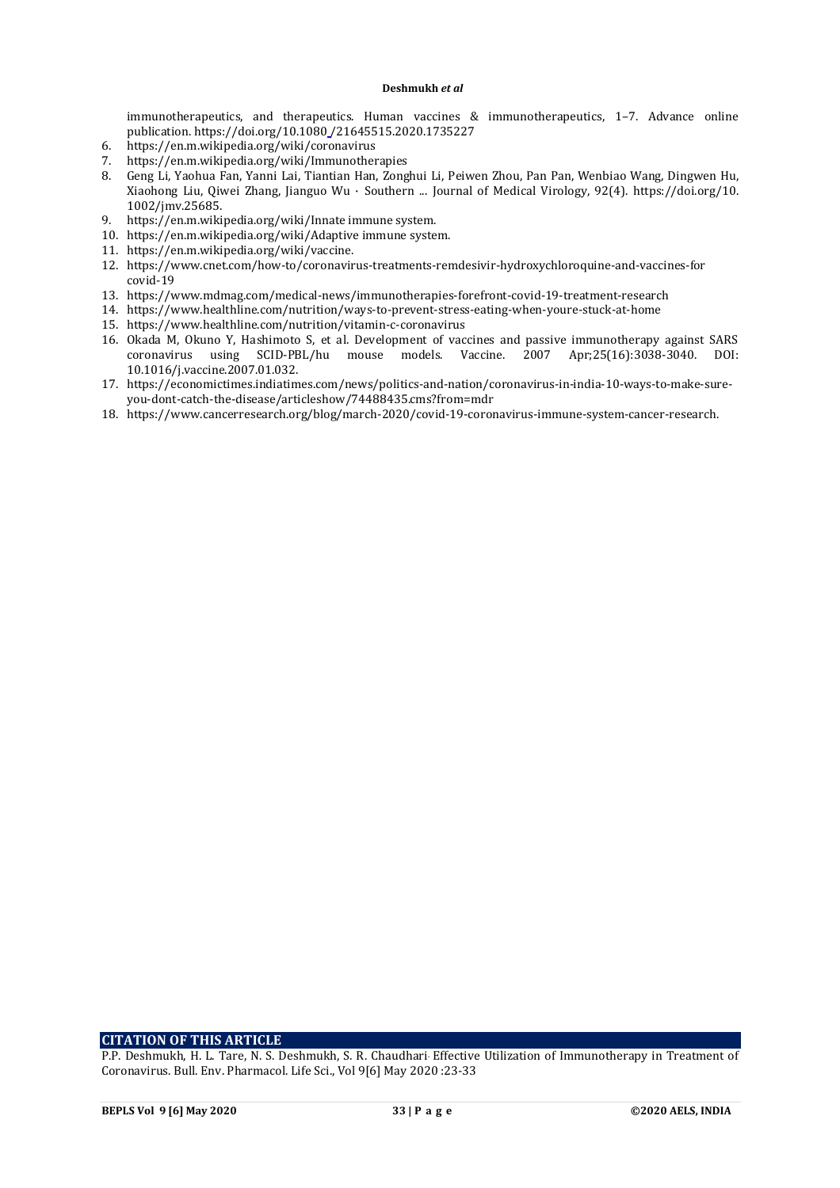immunotherapeutics, and therapeutics. Human vaccines & immunotherapeutics, 1–7. Advance online publication. https://doi.org/10.1080 /21645515.2020.1735227

6. https://en.m.wikipedia.org/wiki/coronavirus
7. https://en.m.wikipedia.org/wiki/Immunotherapies
8. Geng Li, Yaohua Fan, Yanni Lai, Tiantian Han, Zonghui Li, Peiwen Zhou, Pan Pan, Wenbiao Wang, Dingwen Hu, Xiaohong Liu, Qiwei Zhang, Jianguo Wu · Southern ... Journal of Medical Virology, 92(4). https://doi.org/10. 1002/jmv.25685.
9. https://en.m.wikipedia.org/wiki/Innate immune system.
10. https://en.m.wikipedia.org/wiki/Adaptive immune system.
11. https://en.m.wikipedia.org/wiki/vaccine.
12. https://www.cnet.com/how-to/coronavirus-treatments-remdesivir-hydroxychloroquine-and-vaccines-for covid-19
13. https://www.mdmag.com/medical-news/immunotherapies-forefront-covid-19-treatment-research
14. https://www.healthline.com/nutrition/ways-to-prevent-stress-eating-when-youre-stuck-at-home
15. https://www.healthline.com/nutrition/vitamin-c-coronavirus
16. Okada M, Okuno Y, Hashimoto S, et al. Development of vaccines and passive immunotherapy against SARS coronavirus using SCID-PBL/hu mouse models. Vaccine. 2007 Apr;25(16):3038-3040. DOI: 10.1016/j.vaccine.2007.01.032.
17. https://economictimes.indiatimes.com/news/politics-and-nation/coronavirus-in-india-10-ways-to-make-sure-you-dont-catch-the-disease/articleshow/74488435.cms?from=mdr
18. https://www.cancerresearch.org/blog/march-2020/covid-19-coronavirus-immune-system-cancer-research.

## CITATION OF THIS ARTICLE

P.P. Deshmukh, H. L. Tare, N. S. Deshmukh, S. R. Chaudhari. Effective Utilization of Immunotherapy in Treatment of Coronavirus. Bull. Env. Pharmacol. Life Sci., Vol 9[6] May 2020 :23-33